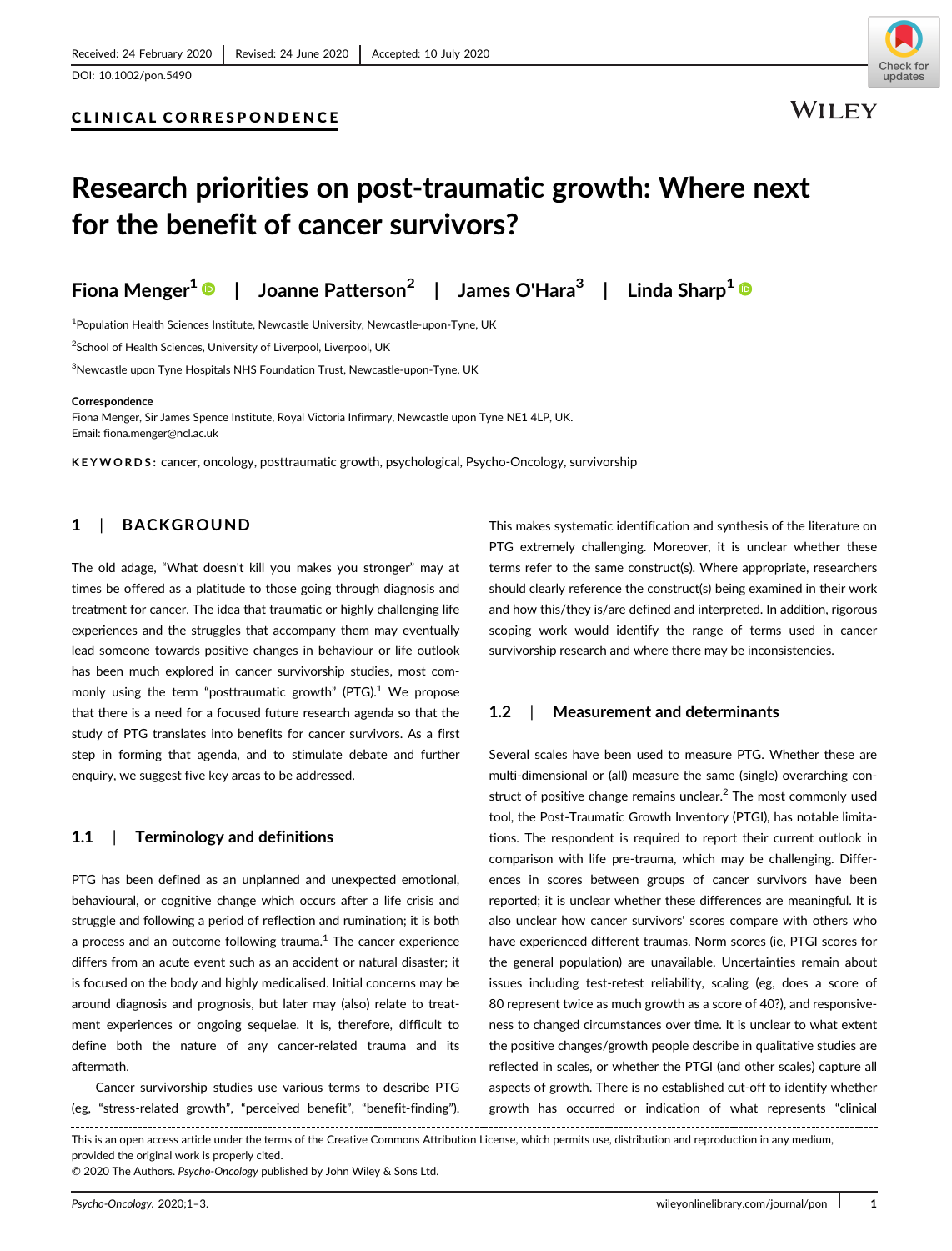Received: 24 February 2020 | Revised: 24 June 2020 | Accepted: 10 July 2020

DOI: 10.1002/pon.5490

CLINICAL CORRESPONDENCE

# Research priorities on post-traumatic growth: Where next for the benefit of cancer survivors?

Fiona Menger[1] | Joanne Patterson[2] | James O'Hara[3] | Linda Sharp[1]

[1]Population Health Sciences Institute, Newcastle University, Newcastle-upon-Tyne, UK

[2]School of Health Sciences, University of Liverpool, Liverpool, UK

[3]Newcastle upon Tyne Hospitals NHS Foundation Trust, Newcastle-upon-Tyne, UK

**Correspondence**
Fiona Menger, Sir James Spence Institute, Royal Victoria Infirmary, Newcastle upon Tyne NE1 4LP, UK.
Email: fiona.menger@ncl.ac.uk

**KEYWORDS:** cancer, oncology, posttraumatic growth, psychological, Psycho-Oncology, survivorship

## 1 | BACKGROUND

The old adage, "What doesn't kill you makes you stronger" may at times be offered as a platitude to those going through diagnosis and treatment for cancer. The idea that traumatic or highly challenging life experiences and the struggles that accompany them may eventually lead someone towards positive changes in behaviour or life outlook has been much explored in cancer survivorship studies, most commonly using the term "posttraumatic growth" (PTG).[1] We propose that there is a need for a focused future research agenda so that the study of PTG translates into benefits for cancer survivors. As a first step in forming that agenda, and to stimulate debate and further enquiry, we suggest five key areas to be addressed.

### 1.1 | Terminology and definitions

PTG has been defined as an unplanned and unexpected emotional, behavioural, or cognitive change which occurs after a life crisis and struggle and following a period of reflection and rumination; it is both a process and an outcome following trauma.[1] The cancer experience differs from an acute event such as an accident or natural disaster; it is focused on the body and highly medicalised. Initial concerns may be around diagnosis and prognosis, but later may (also) relate to treatment experiences or ongoing sequelae. It is, therefore, difficult to define both the nature of any cancer-related trauma and its aftermath.

Cancer survivorship studies use various terms to describe PTG (eg, "stress-related growth", "perceived benefit", "benefit-finding"). This makes systematic identification and synthesis of the literature on PTG extremely challenging. Moreover, it is unclear whether these terms refer to the same construct(s). Where appropriate, researchers should clearly reference the construct(s) being examined in their work and how this/they is/are defined and interpreted. In addition, rigorous scoping work would identify the range of terms used in cancer survivorship research and where there may be inconsistencies.

### 1.2 | Measurement and determinants

Several scales have been used to measure PTG. Whether these are multi-dimensional or (all) measure the same (single) overarching construct of positive change remains unclear.[2] The most commonly used tool, the Post-Traumatic Growth Inventory (PTGI), has notable limitations. The respondent is required to report their current outlook in comparison with life pre-trauma, which may be challenging. Differences in scores between groups of cancer survivors have been reported; it is unclear whether these differences are meaningful. It is also unclear how cancer survivors' scores compare with others who have experienced different traumas. Norm scores (ie, PTGI scores for the general population) are unavailable. Uncertainties remain about issues including test-retest reliability, scaling (eg, does a score of 80 represent twice as much growth as a score of 40?), and responsiveness to changed circumstances over time. It is unclear to what extent the positive changes/growth people describe in qualitative studies are reflected in scales, or whether the PTGI (and other scales) capture all aspects of growth. There is no established cut-off to identify whether growth has occurred or indication of what represents "clinical

This is an open access article under the terms of the Creative Commons Attribution License, which permits use, distribution and reproduction in any medium, provided the original work is properly cited.
© 2020 The Authors. *Psycho-Oncology* published by John Wiley & Sons Ltd.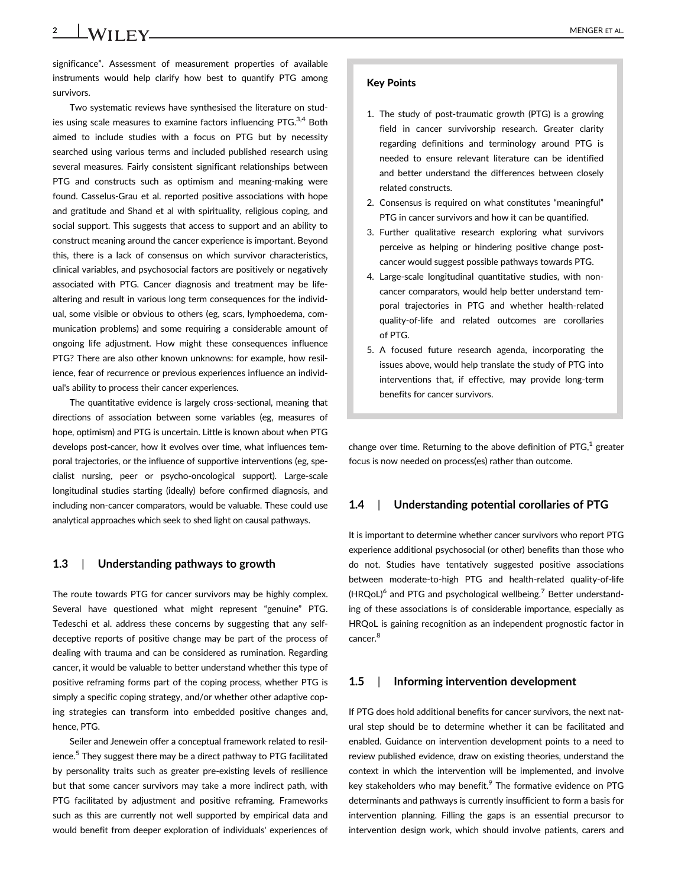significance". Assessment of measurement properties of available instruments would help clarify how best to quantify PTG among survivors.

Two systematic reviews have synthesised the literature on studies using scale measures to examine factors influencing PTG.[3,4] Both aimed to include studies with a focus on PTG but by necessity searched using various terms and included published research using several measures. Fairly consistent significant relationships between PTG and constructs such as optimism and meaning-making were found. Casselus-Grau et al. reported positive associations with hope and gratitude and Shand et al with spirituality, religious coping, and social support. This suggests that access to support and an ability to construct meaning around the cancer experience is important. Beyond this, there is a lack of consensus on which survivor characteristics, clinical variables, and psychosocial factors are positively or negatively associated with PTG. Cancer diagnosis and treatment may be life-altering and result in various long term consequences for the individual, some visible or obvious to others (eg, scars, lymphoedema, communication problems) and some requiring a considerable amount of ongoing life adjustment. How might these consequences influence PTG? There are also other known unknowns: for example, how resilience, fear of recurrence or previous experiences influence an individual's ability to process their cancer experiences.

The quantitative evidence is largely cross-sectional, meaning that directions of association between some variables (eg, measures of hope, optimism) and PTG is uncertain. Little is known about when PTG develops post-cancer, how it evolves over time, what influences temporal trajectories, or the influence of supportive interventions (eg, specialist nursing, peer or psycho-oncological support). Large-scale longitudinal studies starting (ideally) before confirmed diagnosis, and including non-cancer comparators, would be valuable. These could use analytical approaches which seek to shed light on causal pathways.

### 1.3 | Understanding pathways to growth

The route towards PTG for cancer survivors may be highly complex. Several have questioned what might represent "genuine" PTG. Tedeschi et al. address these concerns by suggesting that any self-deceptive reports of positive change may be part of the process of dealing with trauma and can be considered as rumination. Regarding cancer, it would be valuable to better understand whether this type of positive reframing forms part of the coping process, whether PTG is simply a specific coping strategy, and/or whether other adaptive coping strategies can transform into embedded positive changes and, hence, PTG.

Seiler and Jenewein offer a conceptual framework related to resilience.[5] They suggest there may be a direct pathway to PTG facilitated by personality traits such as greater pre-existing levels of resilience but that some cancer survivors may take a more indirect path, with PTG facilitated by adjustment and positive reframing. Frameworks such as this are currently not well supported by empirical data and would benefit from deeper exploration of individuals' experiences of change over time. Returning to the above definition of PTG,[1] greater focus is now needed on process(es) rather than outcome.

**Key Points**

1. The study of post-traumatic growth (PTG) is a growing field in cancer survivorship research. Greater clarity regarding definitions and terminology around PTG is needed to ensure relevant literature can be identified and better understand the differences between closely related constructs.
2. Consensus is required on what constitutes "meaningful" PTG in cancer survivors and how it can be quantified.
3. Further qualitative research exploring what survivors perceive as helping or hindering positive change post-cancer would suggest possible pathways towards PTG.
4. Large-scale longitudinal quantitative studies, with non-cancer comparators, would help better understand temporal trajectories in PTG and whether health-related quality-of-life and related outcomes are corollaries of PTG.
5. A focused future research agenda, incorporating the issues above, would help translate the study of PTG into interventions that, if effective, may provide long-term benefits for cancer survivors.

### 1.4 | Understanding potential corollaries of PTG

It is important to determine whether cancer survivors who report PTG experience additional psychosocial (or other) benefits than those who do not. Studies have tentatively suggested positive associations between moderate-to-high PTG and health-related quality-of-life (HRQoL)[6] and PTG and psychological wellbeing.[7] Better understanding of these associations is of considerable importance, especially as HRQoL is gaining recognition as an independent prognostic factor in cancer.[8]

### 1.5 | Informing intervention development

If PTG does hold additional benefits for cancer survivors, the next natural step should be to determine whether it can be facilitated and enabled. Guidance on intervention development points to a need to review published evidence, draw on existing theories, understand the context in which the intervention will be implemented, and involve key stakeholders who may benefit.[9] The formative evidence on PTG determinants and pathways is currently insufficient to form a basis for intervention planning. Filling the gaps is an essential precursor to intervention design work, which should involve patients, carers and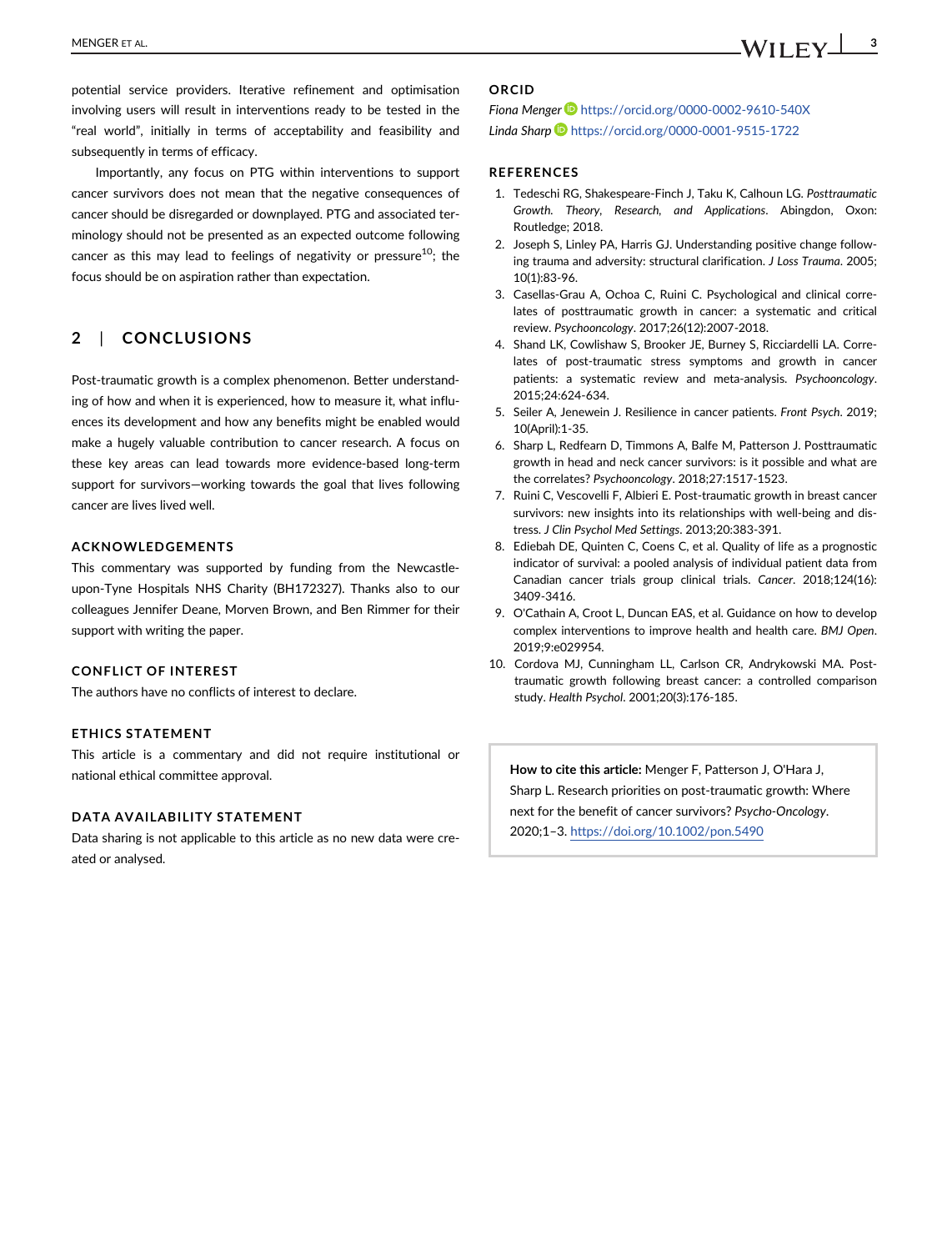potential service providers. Iterative refinement and optimisation involving users will result in interventions ready to be tested in the "real world", initially in terms of acceptability and feasibility and subsequently in terms of efficacy.

Importantly, any focus on PTG within interventions to support cancer survivors does not mean that the negative consequences of cancer should be disregarded or downplayed. PTG and associated terminology should not be presented as an expected outcome following cancer as this may lead to feelings of negativity or pressure[10]; the focus should be on aspiration rather than expectation.

## 2 | CONCLUSIONS

Post-traumatic growth is a complex phenomenon. Better understanding of how and when it is experienced, how to measure it, what influences its development and how any benefits might be enabled would make a hugely valuable contribution to cancer research. A focus on these key areas can lead towards more evidence-based long-term support for survivors—working towards the goal that lives following cancer are lives lived well.

### ACKNOWLEDGEMENTS

This commentary was supported by funding from the Newcastle-upon-Tyne Hospitals NHS Charity (BH172327). Thanks also to our colleagues Jennifer Deane, Morven Brown, and Ben Rimmer for their support with writing the paper.

### CONFLICT OF INTEREST

The authors have no conflicts of interest to declare.

### ETHICS STATEMENT

This article is a commentary and did not require institutional or national ethical committee approval.

### DATA AVAILABILITY STATEMENT

Data sharing is not applicable to this article as no new data were created or analysed.

### ORCID

*Fiona Menger* https://orcid.org/0000-0002-9610-540X

*Linda Sharp* https://orcid.org/0000-0001-9515-1722

### REFERENCES

1. Tedeschi RG, Shakespeare-Finch J, Taku K, Calhoun LG. *Posttraumatic Growth. Theory, Research, and Applications*. Abingdon, Oxon: Routledge; 2018.
2. Joseph S, Linley PA, Harris GJ. Understanding positive change following trauma and adversity: structural clarification. *J Loss Trauma*. 2005; 10(1):83-96.
3. Casellas-Grau A, Ochoa C, Ruini C. Psychological and clinical correlates of posttraumatic growth in cancer: a systematic and critical review. *Psychooncology*. 2017;26(12):2007-2018.
4. Shand LK, Cowlishaw S, Brooker JE, Burney S, Ricciardelli LA. Correlates of post-traumatic stress symptoms and growth in cancer patients: a systematic review and meta-analysis. *Psychooncology*. 2015;24:624-634.
5. Seiler A, Jenewein J. Resilience in cancer patients. *Front Psych*. 2019; 10(April):1-35.
6. Sharp L, Redfearn D, Timmons A, Balfe M, Patterson J. Posttraumatic growth in head and neck cancer survivors: is it possible and what are the correlates? *Psychooncology*. 2018;27:1517-1523.
7. Ruini C, Vescovelli F, Albieri E. Post-traumatic growth in breast cancer survivors: new insights into its relationships with well-being and distress. *J Clin Psychol Med Settings*. 2013;20:383-391.
8. Ediebah DE, Quinten C, Coens C, et al. Quality of life as a prognostic indicator of survival: a pooled analysis of individual patient data from Canadian cancer trials group clinical trials. *Cancer*. 2018;124(16): 3409-3416.
9. O'Cathain A, Croot L, Duncan EAS, et al. Guidance on how to develop complex interventions to improve health and health care. *BMJ Open*. 2019;9:e029954.
10. Cordova MJ, Cunningham LL, Carlson CR, Andrykowski MA. Posttraumatic growth following breast cancer: a controlled comparison study. *Health Psychol*. 2001;20(3):176-185.

**How to cite this article:** Menger F, Patterson J, O'Hara J, Sharp L. Research priorities on post-traumatic growth: Where next for the benefit of cancer survivors? *Psycho-Oncology*. 2020;1–3. https://doi.org/10.1002/pon.5490